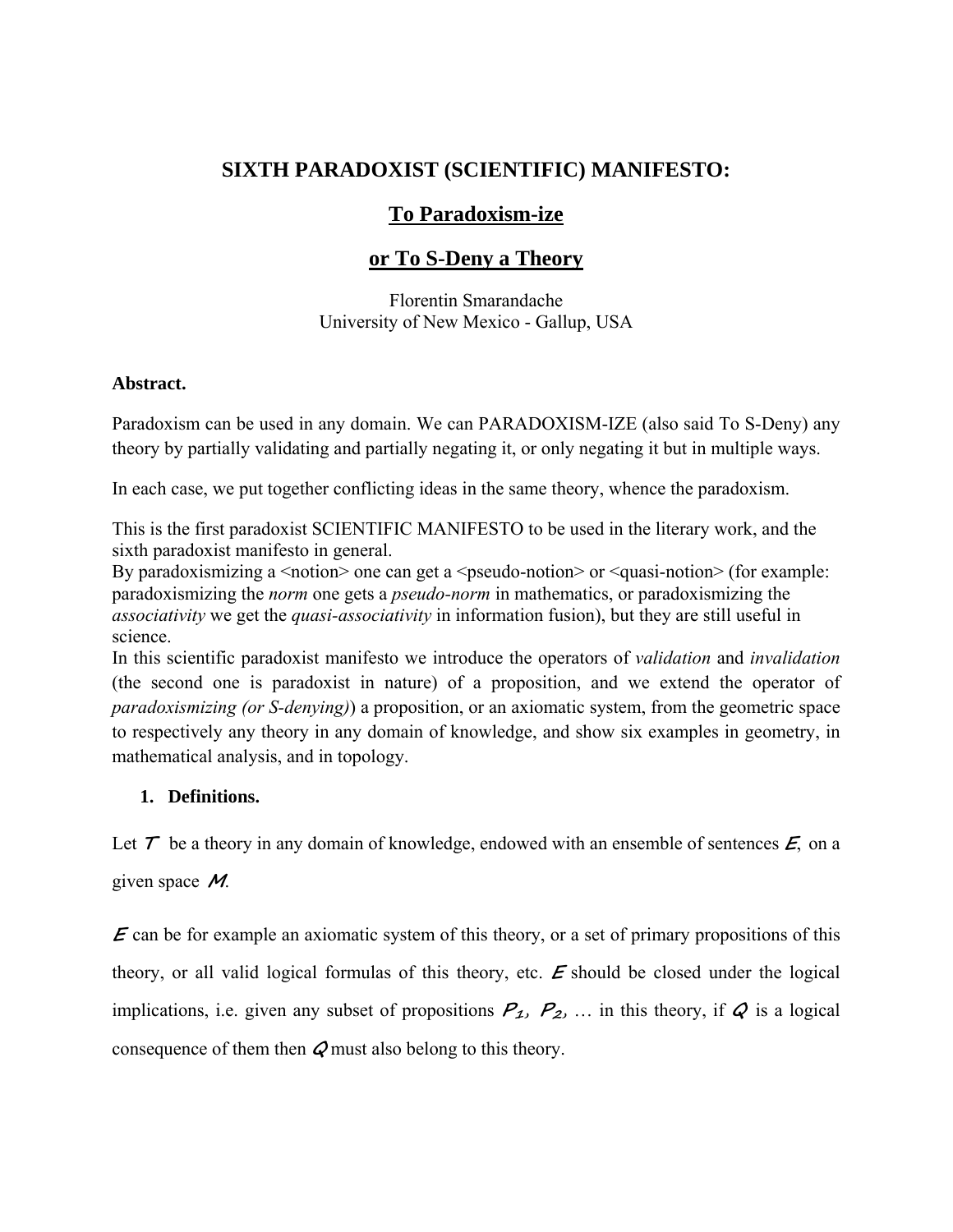# SIXTH PARADOXIST (SCIENTIFIC) MANIFESTO:

## To Paradoxism-ize

## or To S-Deny a Theory

Florentin Smarandache
University of New Mexico - Gallup, USA

**Abstract.**

Paradoxism can be used in any domain. We can PARADOXISM-IZE (also said To S-Deny) any theory by partially validating and partially negating it, or only negating it but in multiple ways.

In each case, we put together conflicting ideas in the same theory, whence the paradoxism.

This is the first paradoxist SCIENTIFIC MANIFESTO to be used in the literary work, and the sixth paradoxist manifesto in general.

By paradoxismizing a <notion> one can get a <pseudo-notion> or <quasi-notion> (for example: paradoxismizing the *norm* one gets a *pseudo-norm* in mathematics, or paradoxismizing the *associativity* we get the *quasi-associativity* in information fusion), but they are still useful in science.

In this scientific paradoxist manifesto we introduce the operators of *validation* and *invalidation* (the second one is paradoxist in nature) of a proposition, and we extend the operator of *paradoxismizing (or S-denying)*) a proposition, or an axiomatic system, from the geometric space to respectively any theory in any domain of knowledge, and show six examples in geometry, in mathematical analysis, and in topology.

1. **Definitions.**

Let $T$ be a theory in any domain of knowledge, endowed with an ensemble of sentences $E$, on a given space $M$.

$E$ can be for example an axiomatic system of this theory, or a set of primary propositions of this theory, or all valid logical formulas of this theory, etc. $E$ should be closed under the logical implications, i.e. given any subset of propositions $P_1$, $P_2$, … in this theory, if $Q$ is a logical consequence of them then $Q$ must also belong to this theory.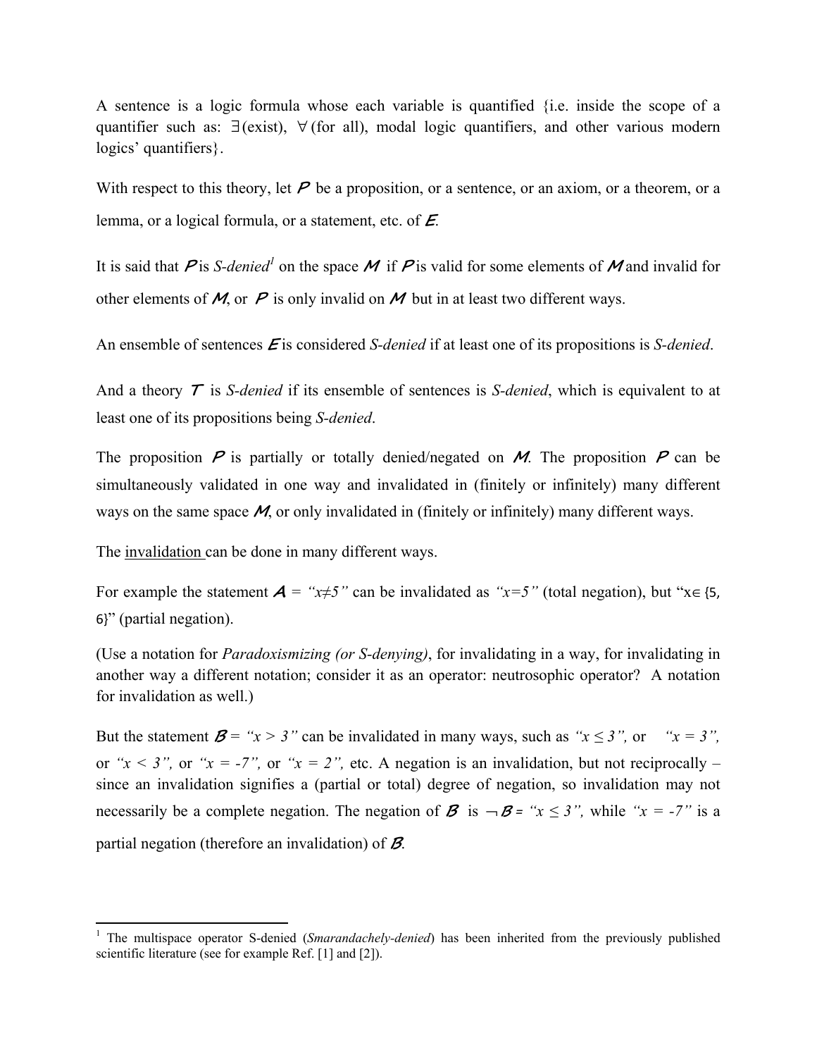A sentence is a logic formula whose each variable is quantified {i.e. inside the scope of a quantifier such as: $\exists$(exist), $\forall$(for all), modal logic quantifiers, and other various modern logics' quantifiers}.

With respect to this theory, let $\mathcal{P}$ be a proposition, or a sentence, or an axiom, or a theorem, or a lemma, or a logical formula, or a statement, etc. of $\mathcal{E}$.

It is said that $\mathcal{P}$ is *S-denied*[1] on the space $\mathcal{M}$ if $\mathcal{P}$ is valid for some elements of $\mathcal{M}$ and invalid for other elements of $\mathcal{M}$, or $\mathcal{P}$ is only invalid on $\mathcal{M}$ but in at least two different ways.

An ensemble of sentences $\mathcal{E}$ is considered *S-denied* if at least one of its propositions is *S-denied*.

And a theory $\mathcal{T}$ is *S-denied* if its ensemble of sentences is *S-denied*, which is equivalent to at least one of its propositions being *S-denied*.

The proposition $\mathcal{P}$ is partially or totally denied/negated on $\mathcal{M}$. The proposition $\mathcal{P}$ can be simultaneously validated in one way and invalidated in (finitely or infinitely) many different ways on the same space $\mathcal{M}$, or only invalidated in (finitely or infinitely) many different ways.

The <u>invalidation</u> can be done in many different ways.

For example the statement $\mathcal{A}$ = *"$x \neq 5$"* can be invalidated as *"$x=5$"* (total negation), but "$x \in \{5, 6\}$" (partial negation).

(Use a notation for *Paradoxismizing (or S-denying)*, for invalidating in a way, for invalidating in another way a different notation; consider it as an operator: neutrosophic operator? A notation for invalidation as well.)

But the statement $\mathcal{B}$ = *"$x > 3$"* can be invalidated in many ways, such as *"$x \leq 3$"*, or *"$x = 3$"*, or *"$x < 3$"*, or *"$x = -7$"*, or *"$x = 2$"*, etc. A negation is an invalidation, but not reciprocally – since an invalidation signifies a (partial or total) degree of negation, so invalidation may not necessarily be a complete negation. The negation of $\mathcal{B}$ is $\neg\mathcal{B}$ = *"$x \leq 3$"*, while *"$x = -7$"* is a partial negation (therefore an invalidation) of $\mathcal{B}$.

---

[1] The multispace operator S-denied (*Smarandachely-denied*) has been inherited from the previously published scientific literature (see for example Ref. [1] and [2]).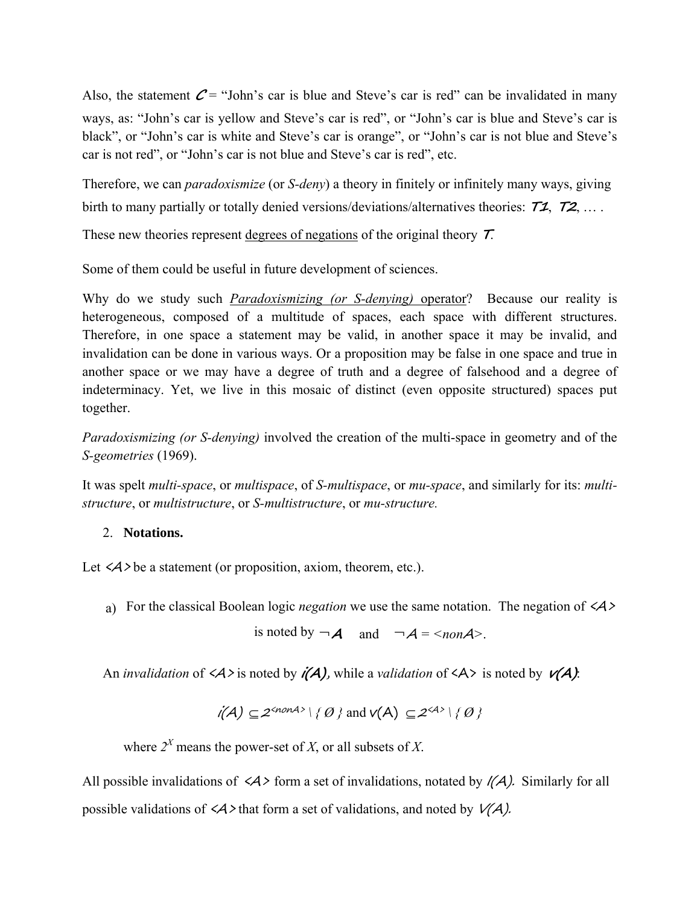Also, the statement $C$ = "John's car is blue and Steve's car is red" can be invalidated in many ways, as: "John's car is yellow and Steve's car is red", or "John's car is blue and Steve's car is black", or "John's car is white and Steve's car is orange", or "John's car is not blue and Steve's car is not red", or "John's car is not blue and Steve's car is red", etc.

Therefore, we can *paradoxismize* (or *S-deny*) a theory in finitely or infinitely many ways, giving birth to many partially or totally denied versions/deviations/alternatives theories: $T1$, $T2$, … .

These new theories represent degrees of negations of the original theory $T$.

Some of them could be useful in future development of sciences.

Why do we study such *Paradoxismizing (or S-denying)* operator? Because our reality is heterogeneous, composed of a multitude of spaces, each space with different structures. Therefore, in one space a statement may be valid, in another space it may be invalid, and invalidation can be done in various ways. Or a proposition may be false in one space and true in another space or we may have a degree of truth and a degree of falsehood and a degree of indeterminacy. Yet, we live in this mosaic of distinct (even opposite structured) spaces put together.

*Paradoxismizing (or S-denying)* involved the creation of the multi-space in geometry and of the *S-geometries* (1969).

It was spelt *multi-space*, or *multispace*, of *S-multispace*, or *mu-space*, and similarly for its: *multi-structure*, or *multistructure*, or *S-multistructure*, or *mu-structure.*

2. **Notations.**

Let $<A>$ be a statement (or proposition, axiom, theorem, etc.).

a) For the classical Boolean logic *negation* we use the same notation. The negation of $<A>$ is noted by $\neg A$ and $\neg A = <nonA>$.

An *invalidation* of $<A>$ is noted by $i(A)$, while a *validation* of $<A>$ is noted by $v(A)$:

$$i(A) \subseteq 2^{<nonA>} \setminus \{ \emptyset \} \text{ and } v(A) \subseteq 2^{<A>} \setminus \{ \emptyset \}$$

where $2^X$ means the power-set of $X$, or all subsets of $X$.

All possible invalidations of $<A>$ form a set of invalidations, notated by $I(A)$. Similarly for all possible validations of $<A>$ that form a set of validations, and noted by $V(A)$.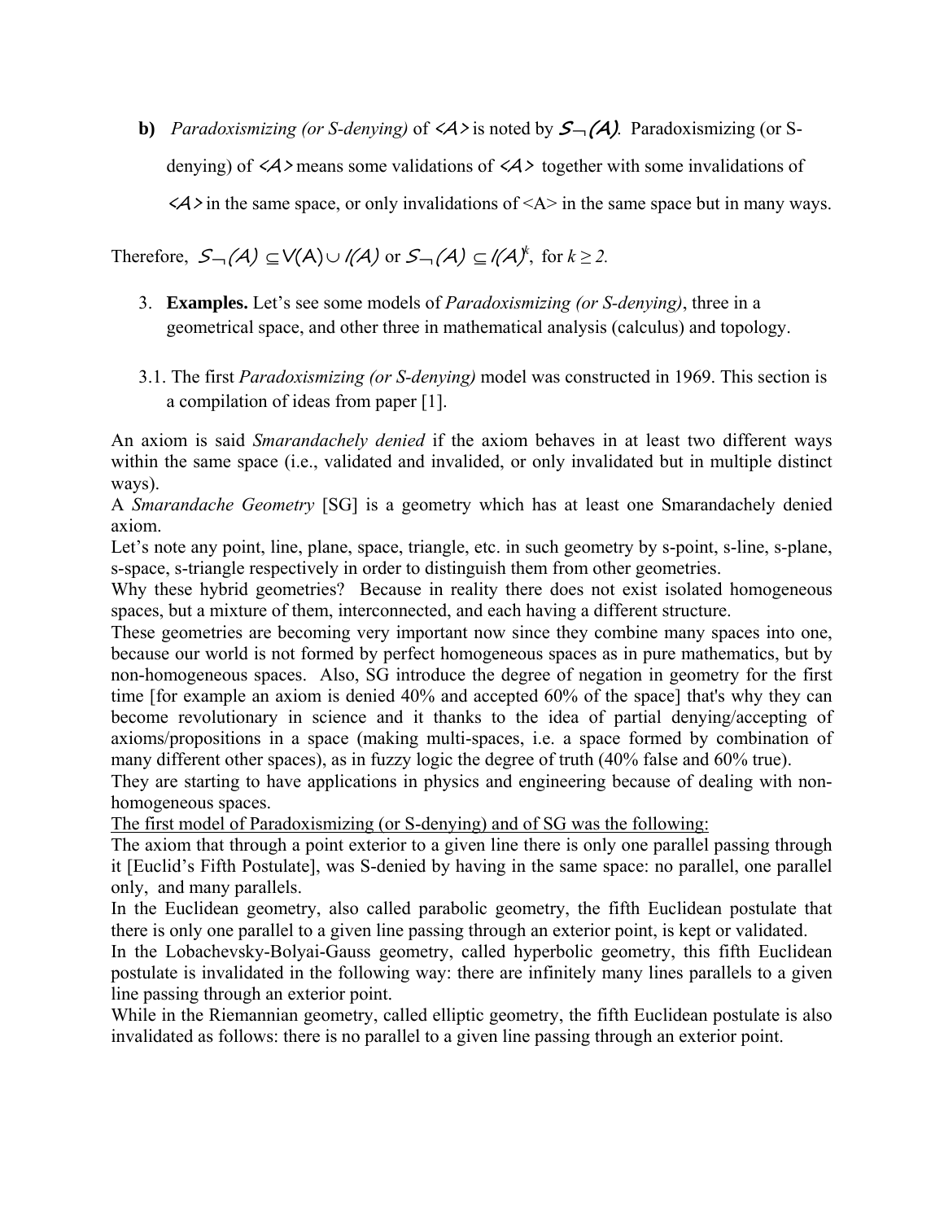**b)** *Paradoxismizing (or S-denying)* of <A> is noted by $S_{\neg}(A)$. Paradoxismizing (or S-denying) of <A> means some validations of <A> together with some invalidations of <A> in the same space, or only invalidations of <A> in the same space but in many ways.

Therefore, $S_{\neg}(A) \subseteq V(A) \cup I(A)$ or $S_{\neg}(A) \subseteq I(A)^k$, for $k \geq 2$.

3. **Examples.** Let's see some models of *Paradoxismizing (or S-denying)*, three in a geometrical space, and other three in mathematical analysis (calculus) and topology.

3.1. The first *Paradoxismizing (or S-denying)* model was constructed in 1969. This section is a compilation of ideas from paper [1].

An axiom is said *Smarandachely denied* if the axiom behaves in at least two different ways within the same space (i.e., validated and invalided, or only invalidated but in multiple distinct ways).

A *Smarandache Geometry* [SG] is a geometry which has at least one Smarandachely denied axiom.

Let's note any point, line, plane, space, triangle, etc. in such geometry by s-point, s-line, s-plane, s-space, s-triangle respectively in order to distinguish them from other geometries.

Why these hybrid geometries? Because in reality there does not exist isolated homogeneous spaces, but a mixture of them, interconnected, and each having a different structure.

These geometries are becoming very important now since they combine many spaces into one, because our world is not formed by perfect homogeneous spaces as in pure mathematics, but by non-homogeneous spaces. Also, SG introduce the degree of negation in geometry for the first time [for example an axiom is denied 40% and accepted 60% of the space] that's why they can become revolutionary in science and it thanks to the idea of partial denying/accepting of axioms/propositions in a space (making multi-spaces, i.e. a space formed by combination of many different other spaces), as in fuzzy logic the degree of truth (40% false and 60% true).

They are starting to have applications in physics and engineering because of dealing with non-homogeneous spaces.

<u>The first model of Paradoxismizing (or S-denying) and of SG was the following:</u>

The axiom that through a point exterior to a given line there is only one parallel passing through it [Euclid's Fifth Postulate], was S-denied by having in the same space: no parallel, one parallel only, and many parallels.

In the Euclidean geometry, also called parabolic geometry, the fifth Euclidean postulate that there is only one parallel to a given line passing through an exterior point, is kept or validated.

In the Lobachevsky-Bolyai-Gauss geometry, called hyperbolic geometry, this fifth Euclidean postulate is invalidated in the following way: there are infinitely many lines parallels to a given line passing through an exterior point.

While in the Riemannian geometry, called elliptic geometry, the fifth Euclidean postulate is also invalidated as follows: there is no parallel to a given line passing through an exterior point.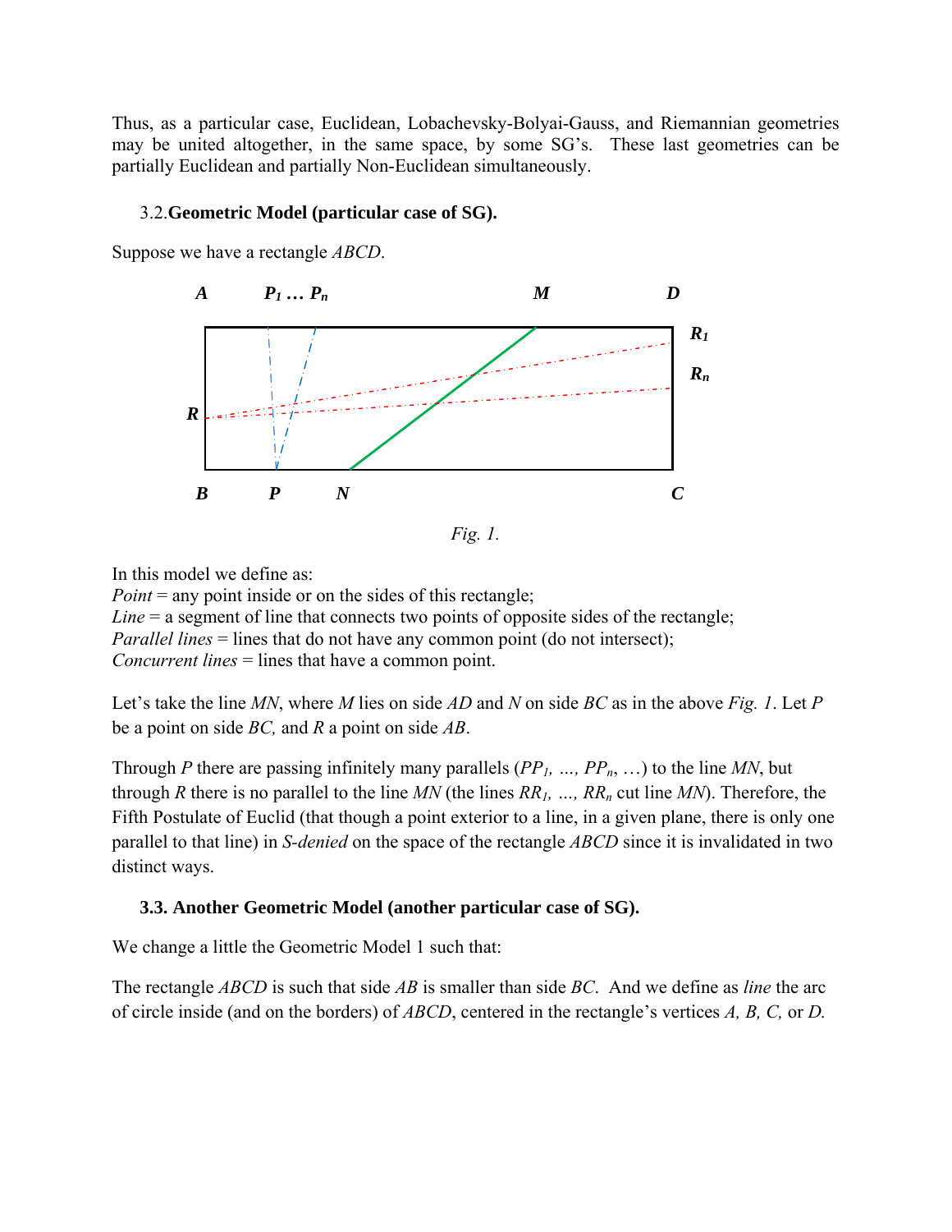Thus, as a particular case, Euclidean, Lobachevsky-Bolyai-Gauss, and Riemannian geometries may be united altogether, in the same space, by some SG's. These last geometries can be partially Euclidean and partially Non-Euclidean simultaneously.

### 3.2. **Geometric Model (particular case of SG).**

Suppose we have a rectangle *ABCD*.

*Fig. 1.*

In this model we define as:
*Point* = any point inside or on the sides of this rectangle;
*Line* = a segment of line that connects two points of opposite sides of the rectangle;
*Parallel lines* = lines that do not have any common point (do not intersect);
*Concurrent lines* = lines that have a common point.

Let's take the line *MN*, where *M* lies on side *AD* and *N* on side *BC* as in the above *Fig. 1*. Let *P* be a point on side *BC,* and *R* a point on side *AB*.

Through *P* there are passing infinitely many parallels ($PP_1$, …, $PP_n$, …) to the line *MN*, but through *R* there is no parallel to the line *MN* (the lines $RR_1$, …, $RR_n$ cut line *MN*). Therefore, the Fifth Postulate of Euclid (that though a point exterior to a line, in a given plane, there is only one parallel to that line) in *S-denied* on the space of the rectangle *ABCD* since it is invalidated in two distinct ways.

### **3.3. Another Geometric Model (another particular case of SG).**

We change a little the Geometric Model 1 such that:

The rectangle *ABCD* is such that side *AB* is smaller than side *BC*. And we define as *line* the arc of circle inside (and on the borders) of *ABCD*, centered in the rectangle's vertices *A, B, C,* or *D.*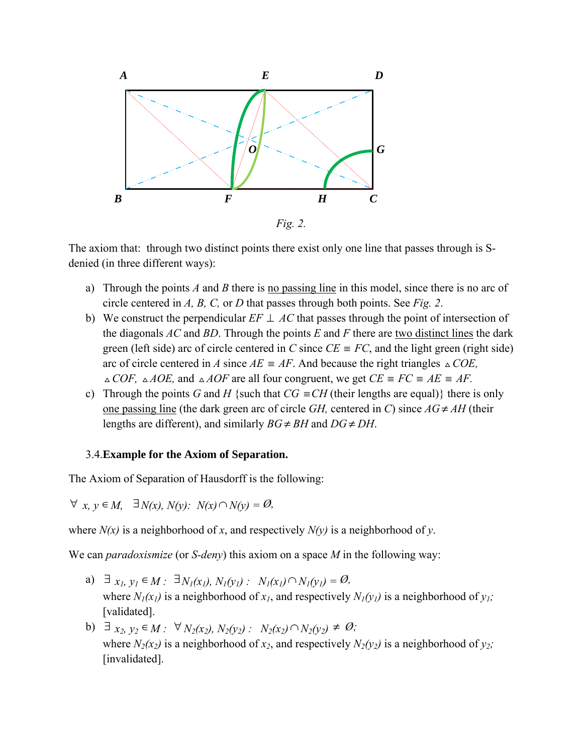*Fig. 2.*

The axiom that: through two distinct points there exist only one line that passes through is S-denied (in three different ways):

a) Through the points $A$ and $B$ there is no passing line in this model, since there is no arc of circle centered in $A$, $B$, $C$, or $D$ that passes through both points. See *Fig. 2*.

b) We construct the perpendicular $EF \perp AC$ that passes through the point of intersection of the diagonals $AC$ and $BD$. Through the points $E$ and $F$ there are two distinct lines the dark green (left side) arc of circle centered in $C$ since $CE \equiv FC$, and the light green (right side) arc of circle centered in $A$ since $AE \equiv AF$. And because the right triangles $\triangle COE$, $\triangle COF$, $\triangle AOE$, and $\triangle AOF$ are all four congruent, we get $CE \equiv FC \equiv AE \equiv AF$.

c) Through the points $G$ and $H$ {such that $CG \equiv CH$ (their lengths are equal)} there is only one passing line (the dark green arc of circle $GH$, centered in $C$) since $AG \neq AH$ (their lengths are different), and similarly $BG \neq BH$ and $DG \neq DH$.

3.4. **Example for the Axiom of Separation.**

The Axiom of Separation of Hausdorff is the following:

$$\forall\ x, y \in M,\ \ \exists N(x), N(y):\ N(x) \cap N(y) = \emptyset,$$

where $N(x)$ is a neighborhood of $x$, and respectively $N(y)$ is a neighborhood of $y$.

We can *paradoxismize* (or *S-deny*) this axiom on a space $M$ in the following way:

a) $\exists\ x_1, y_1 \in M:\ \exists N_1(x_1), N_1(y_1):\ \ N_1(x_1) \cap N_1(y_1) = \emptyset,$
where $N_1(x_1)$ is a neighborhood of $x_1$, and respectively $N_1(y_1)$ is a neighborhood of $y_1$; [validated].

b) $\exists\ x_2, y_2 \in M:\ \forall N_2(x_2), N_2(y_2):\ \ N_2(x_2) \cap N_2(y_2) \neq \emptyset;$
where $N_2(x_2)$ is a neighborhood of $x_2$, and respectively $N_2(y_2)$ is a neighborhood of $y_2$; [invalidated].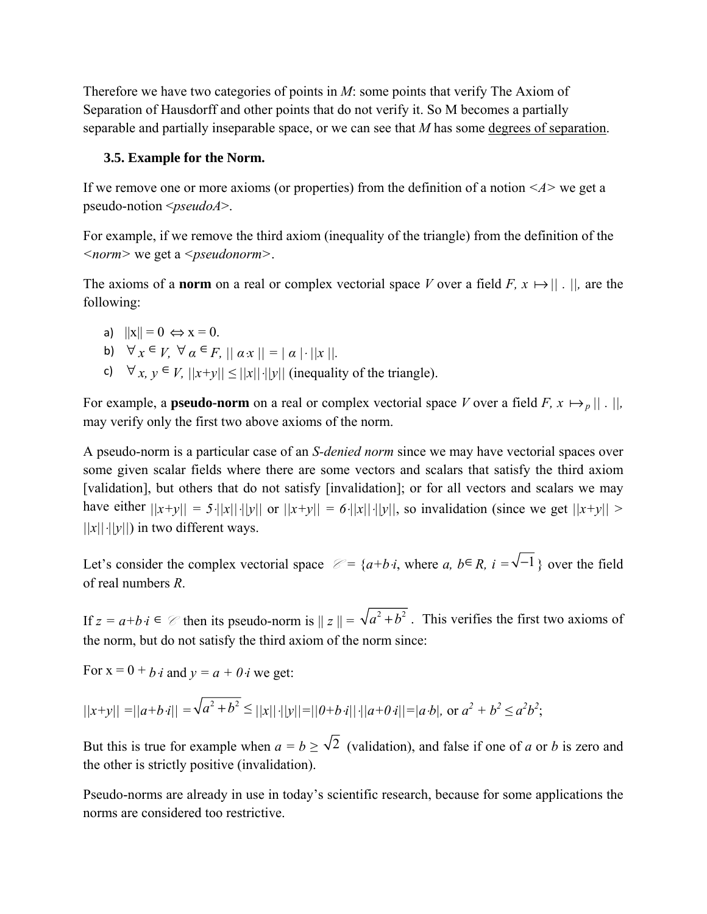Therefore we have two categories of points in *M*: some points that verify The Axiom of Separation of Hausdorff and other points that do not verify it. So M becomes a partially separable and partially inseparable space, or we can see that *M* has some degrees of separation.

### 3.5. Example for the Norm.

If we remove one or more axioms (or properties) from the definition of a notion <*A*> we get a pseudo-notion <*pseudoA*>.

For example, if we remove the third axiom (inequality of the triangle) from the definition of the <*norm*> we get a <*pseudonorm*>.

The axioms of a **norm** on a real or complex vectorial space *V* over a field $F$, $x \mapsto || \,.\, ||$, are the following:

a) $||x|| = 0 \Leftrightarrow x = 0$.
b) $\forall x \in V, \forall \alpha \in F, || \alpha \cdot x || = | \alpha | \cdot ||x||$.
c) $\forall x, y \in V, ||x+y|| \leq ||x|| \cdot ||y||$ (inequality of the triangle).

For example, a **pseudo-norm** on a real or complex vectorial space *V* over a field $F$, $x \mapsto_p || \,.\, ||$, may verify only the first two above axioms of the norm.

A pseudo-norm is a particular case of an *S-denied norm* since we may have vectorial spaces over some given scalar fields where there are some vectors and scalars that satisfy the third axiom [validation], but others that do not satisfy [invalidation]; or for all vectors and scalars we may have either $||x+y|| = 5 \cdot ||x|| \cdot ||y||$ or $||x+y|| = 6 \cdot ||x|| \cdot ||y||$, so invalidation (since we get $||x+y|| > ||x|| \cdot ||y||$) in two different ways.

Let's consider the complex vectorial space $\mathscr{C} = \{a+b \cdot i$, where $a, b \in R$, $i = \sqrt{-1}\}$ over the field of real numbers *R*.

If $z = a+b \cdot i \in \mathscr{C}$ then its pseudo-norm is $|| z || = \sqrt{a^2 + b^2}$. This verifies the first two axioms of the norm, but do not satisfy the third axiom of the norm since:

For $x = 0 + b \cdot i$ and $y = a + 0 \cdot i$ we get:

$||x+y|| = ||a+b \cdot i|| = \sqrt{a^2 + b^2} \leq ||x|| \cdot ||y|| = ||0+b \cdot i|| \cdot ||a+0 \cdot i|| = |a \cdot b|$, or $a^2 + b^2 \leq a^2 b^2$;

But this is true for example when $a = b \geq \sqrt{2}$ (validation), and false if one of *a* or *b* is zero and the other is strictly positive (invalidation).

Pseudo-norms are already in use in today's scientific research, because for some applications the norms are considered too restrictive.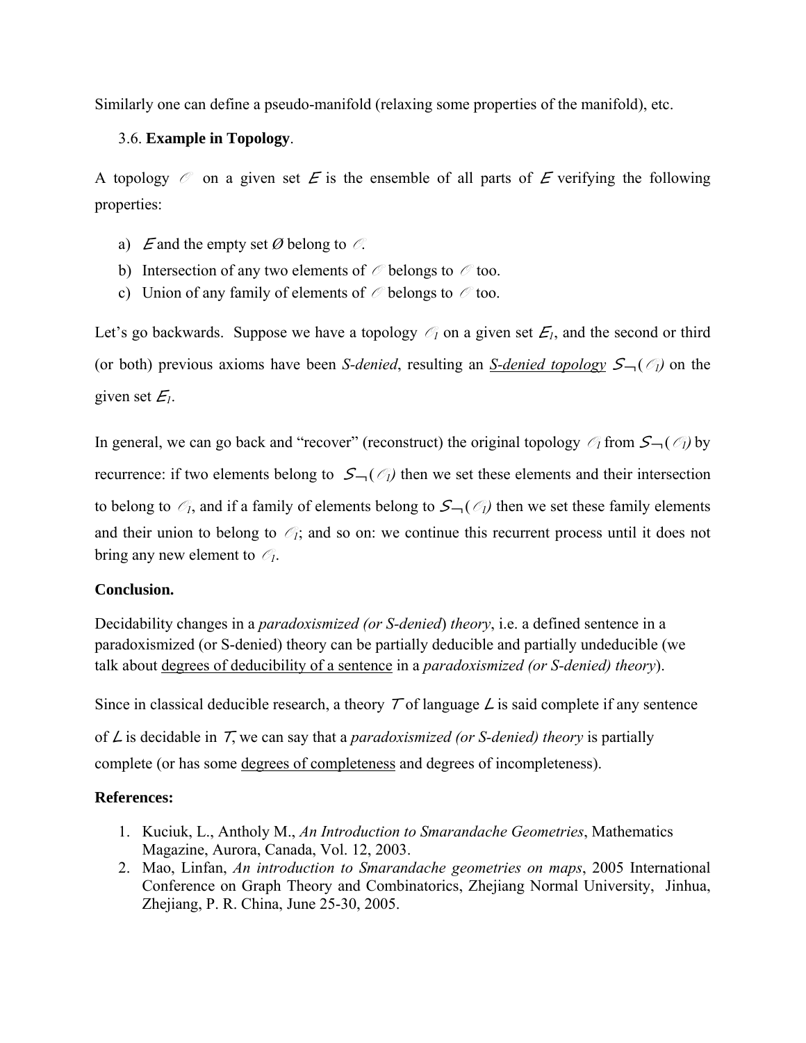Similarly one can define a pseudo-manifold (relaxing some properties of the manifold), etc.

3.6. **Example in Topology**.

A topology $\mathcal{O}$ on a given set $E$ is the ensemble of all parts of $E$ verifying the following properties:

a) $E$ and the empty set $\emptyset$ belong to $\mathcal{O}$.
b) Intersection of any two elements of $\mathcal{O}$ belongs to $\mathcal{O}$ too.
c) Union of any family of elements of $\mathcal{O}$ belongs to $\mathcal{O}$ too.

Let's go backwards. Suppose we have a topology $\mathcal{O}_1$ on a given set $E_1$, and the second or third (or both) previous axioms have been *S-denied*, resulting an *S-denied topology* $S_{\neg}(\mathcal{O}_1)$ on the given set $E_1$.

In general, we can go back and "recover" (reconstruct) the original topology $\mathcal{O}_1$ from $S_{\neg}(\mathcal{O}_1)$ by recurrence: if two elements belong to $S_{\neg}(\mathcal{O}_1)$ then we set these elements and their intersection to belong to $\mathcal{O}_1$, and if a family of elements belong to $S_{\neg}(\mathcal{O}_1)$ then we set these family elements and their union to belong to $\mathcal{O}_1$; and so on: we continue this recurrent process until it does not bring any new element to $\mathcal{O}_1$.

**Conclusion.**

Decidability changes in a *paradoxismized (or S-denied) theory*, i.e. a defined sentence in a paradoxismized (or S-denied) theory can be partially deducible and partially undeducible (we talk about degrees of deducibility of a sentence in a *paradoxismized (or S-denied) theory*).

Since in classical deducible research, a theory $T$ of language $L$ is said complete if any sentence of $L$ is decidable in $T$, we can say that a *paradoxismized (or S-denied) theory* is partially complete (or has some degrees of completeness and degrees of incompleteness).

**References:**

1. Kuciuk, L., Antholy M., *An Introduction to Smarandache Geometries*, Mathematics Magazine, Aurora, Canada, Vol. 12, 2003.
2. Mao, Linfan, *An introduction to Smarandache geometries on maps*, 2005 International Conference on Graph Theory and Combinatorics, Zhejiang Normal University, Jinhua, Zhejiang, P. R. China, June 25-30, 2005.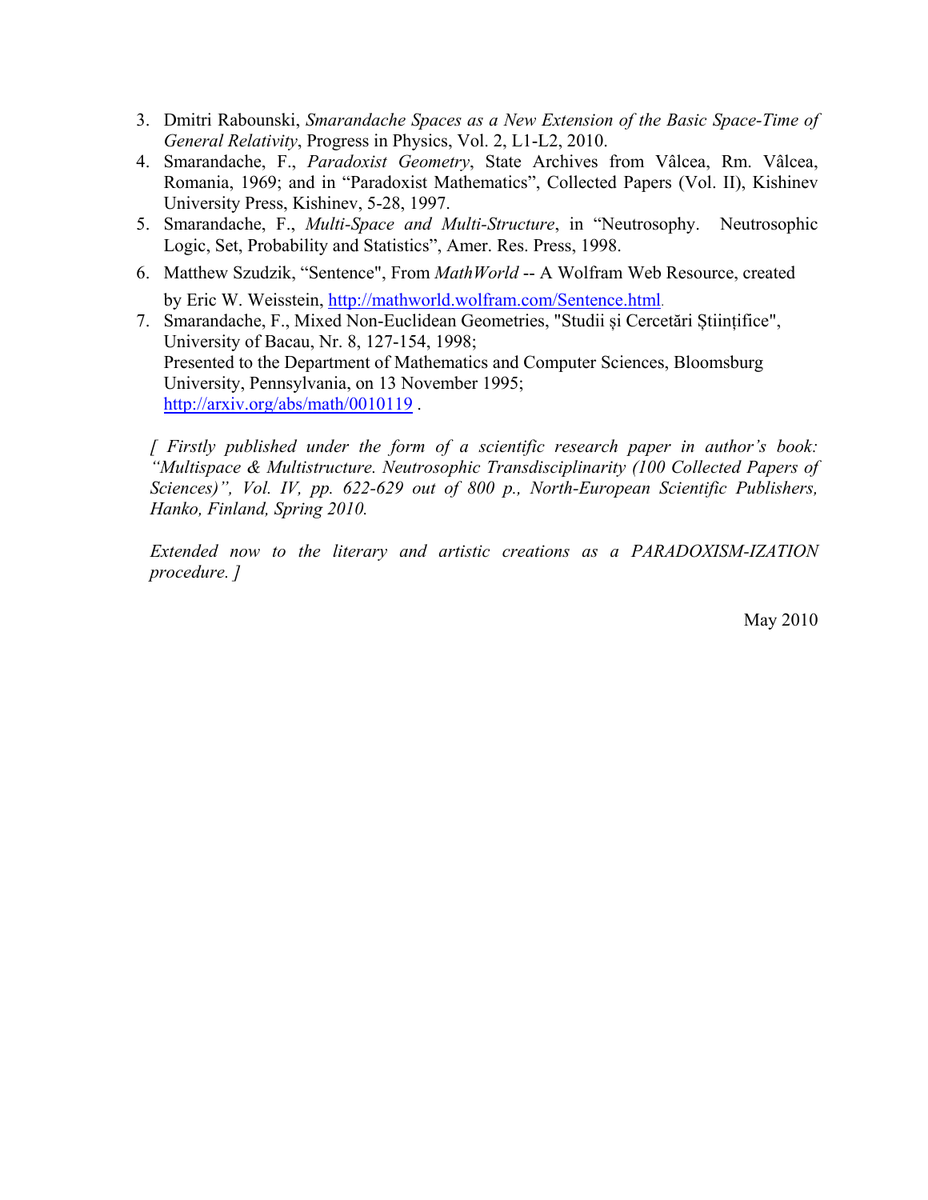3. Dmitri Rabounski, *Smarandache Spaces as a New Extension of the Basic Space-Time of General Relativity*, Progress in Physics, Vol. 2, L1-L2, 2010.
4. Smarandache, F., *Paradoxist Geometry*, State Archives from Vâlcea, Rm. Vâlcea, Romania, 1969; and in "Paradoxist Mathematics", Collected Papers (Vol. II), Kishinev University Press, Kishinev, 5-28, 1997.
5. Smarandache, F., *Multi-Space and Multi-Structure*, in "Neutrosophy. Neutrosophic Logic, Set, Probability and Statistics", Amer. Res. Press, 1998.
6. Matthew Szudzik, "Sentence", From *MathWorld* -- A Wolfram Web Resource, created by Eric W. Weisstein, http://mathworld.wolfram.com/Sentence.html.
7. Smarandache, F., Mixed Non-Euclidean Geometries, "Studii și Cercetări Științifice", University of Bacau, Nr. 8, 127-154, 1998;
   Presented to the Department of Mathematics and Computer Sciences, Bloomsburg University, Pennsylvania, on 13 November 1995;
   http://arxiv.org/abs/math/0010119 .

*[ Firstly published under the form of a scientific research paper in author's book: "Multispace & Multistructure. Neutrosophic Transdisciplinarity (100 Collected Papers of Sciences)", Vol. IV, pp. 622-629 out of 800 p., North-European Scientific Publishers, Hanko, Finland, Spring 2010.*

*Extended now to the literary and artistic creations as a PARADOXISM-IZATION procedure. ]*

May 2010